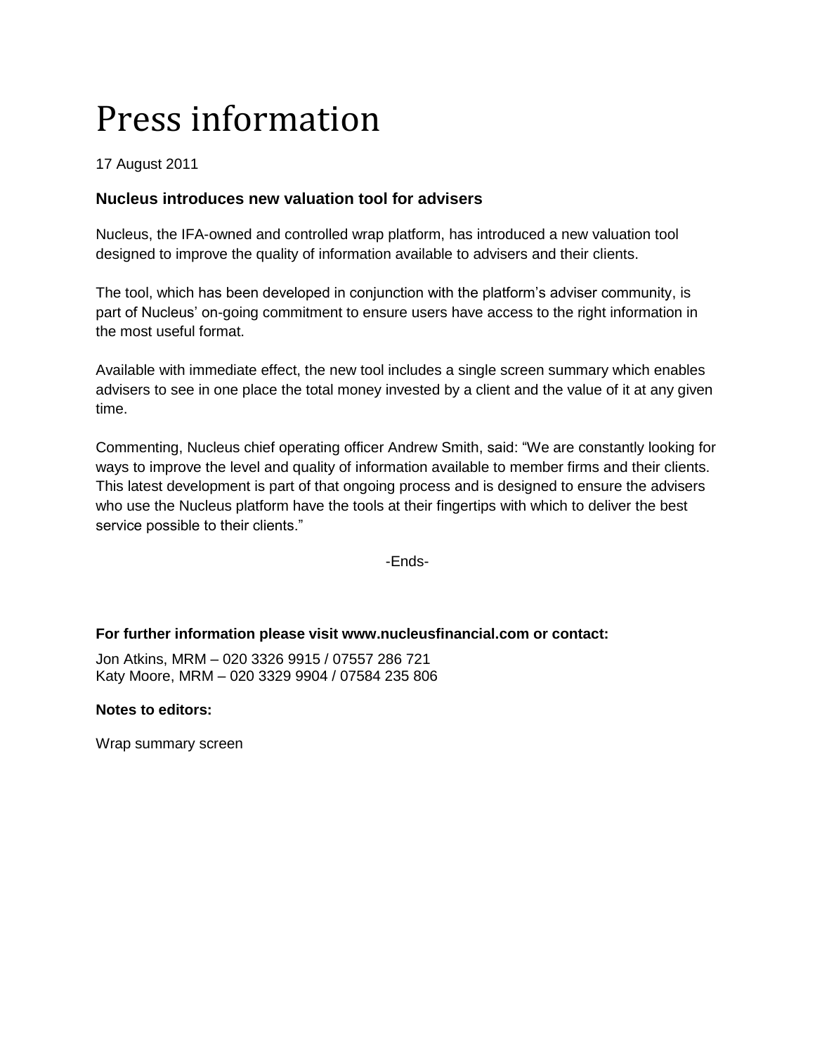# Press information

17 August 2011

### Nucleus introduces new valuation tool for advisers

Nucleus, the IFA-owned and controlled wrap platform, has introduced a new valuation tool designed to improve the quality of information available to advisers and their clients.

The tool, which has been developed in conjunction with the platform's adviser community, is part of Nucleus' on-going commitment to ensure users have access to the right information in the most useful format.

Available with immediate effect, the new tool includes a single screen summary which enables advisers to see in one place the total money invested by a client and the value of it at any given time.

Commenting, Nucleus chief operating officer Andrew Smith, said: "We are constantly looking for ways to improve the level and quality of information available to member firms and their clients. This latest development is part of that ongoing process and is designed to ensure the advisers who use the Nucleus platform have the tools at their fingertips with which to deliver the best service possible to their clients."

-Ends-

**For further information please visit www.nucleusfinancial.com or contact:**

Jon Atkins, MRM – 020 3326 9915 / 07557 286 721
Katy Moore, MRM – 020 3329 9904 / 07584 235 806

**Notes to editors:**

Wrap summary screen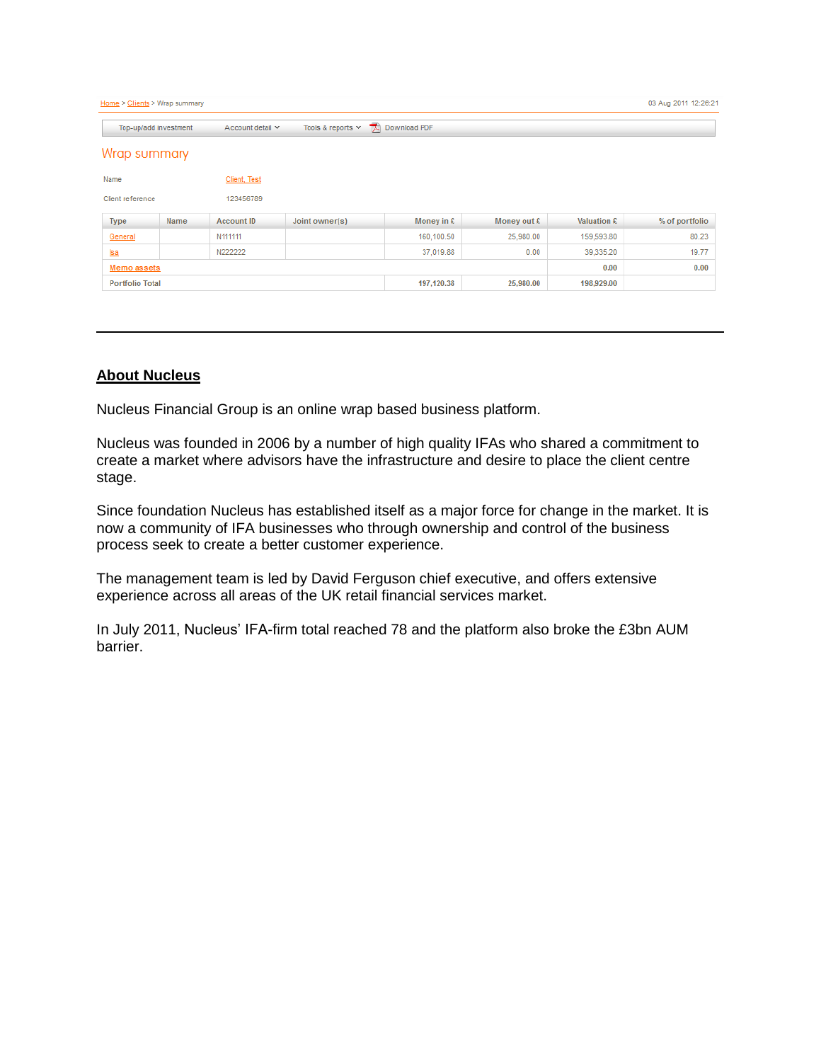Home > Clients > Wrap summary

03 Aug 2011 12:26:21

Top-up/add investment | Account detail | Tools & reports | Download PDF

## Wrap summary

Name: Client, Test

Client reference: 123456789

| Type | Name | Account ID | Joint owner(s) | Money in £ | Money out £ | Valuation £ | % of portfolio |
|---|---|---|---|---|---|---|---|
| General | | N111111 | | 160,100.50 | 25,980.00 | 159,593.80 | 80.23 |
| isa | | N222222 | | 37,019.88 | 0.00 | 39,335.20 | 19.77 |
| **Memo assets** | | | | | | **0.00** | **0.00** |
| Portfolio Total | | | | **197,120.38** | **25,980.00** | **198,929.00** | |

---

## About Nucleus

Nucleus Financial Group is an online wrap based business platform.

Nucleus was founded in 2006 by a number of high quality IFAs who shared a commitment to create a market where advisors have the infrastructure and desire to place the client centre stage.

Since foundation Nucleus has established itself as a major force for change in the market. It is now a community of IFA businesses who through ownership and control of the business process seek to create a better customer experience.

The management team is led by David Ferguson chief executive, and offers extensive experience across all areas of the UK retail financial services market.

In July 2011, Nucleus' IFA-firm total reached 78 and the platform also broke the £3bn AUM barrier.